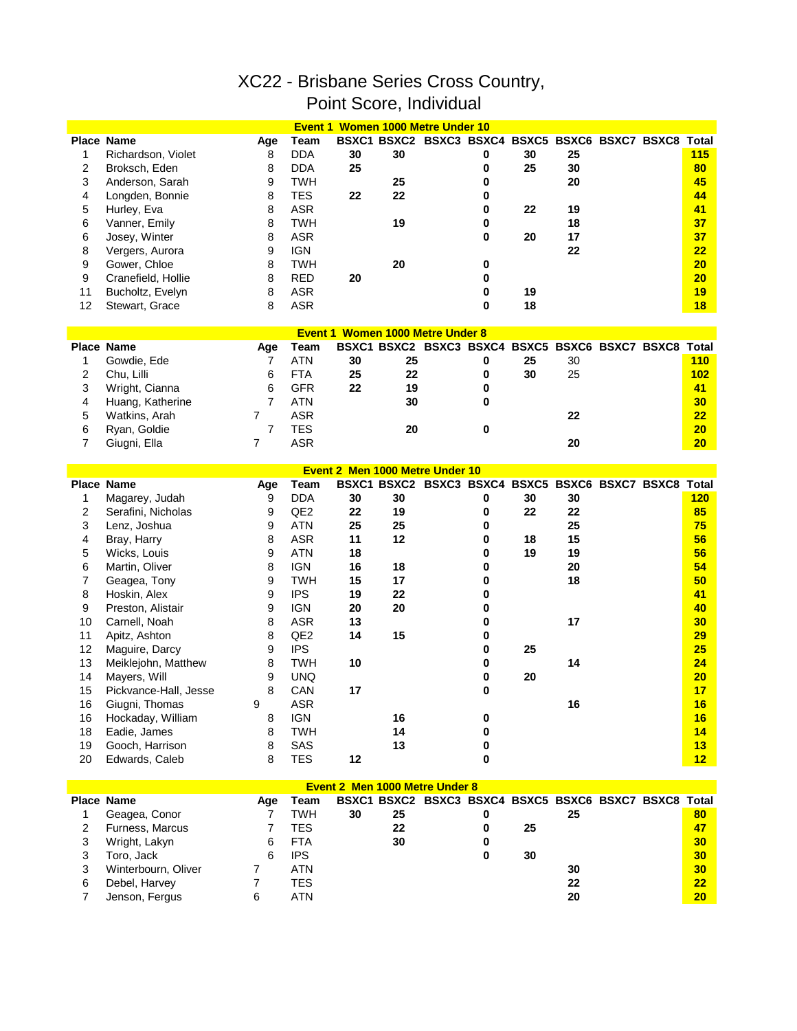# XC22 - Brisbane Series Cross Country, Point Score, Individual

## Event 1 Women 1000 Metre Under 10

| Place | Name | Age | Team | BSXC1 | BSXC2 | BSXC3 | BSXC4 | BSXC5 | BSXC6 | BSXC7 | BSXC8 | Total |
|---|---|---|---|---|---|---|---|---|---|---|---|---|
| 1 | Richardson, Violet | 8 | DDA | 30 | 30 | | 0 | 30 | 25 | | | 115 |
| 2 | Broksch, Eden | 8 | DDA | 25 | | | 0 | 25 | 30 | | | 80 |
| 3 | Anderson, Sarah | 9 | TWH | | 25 | | 0 | | 20 | | | 45 |
| 4 | Longden, Bonnie | 8 | TES | 22 | 22 | | 0 | | | | | 44 |
| 5 | Hurley, Eva | 8 | ASR | | | | 0 | 22 | 19 | | | 41 |
| 6 | Vanner, Emily | 8 | TWH | | 19 | | 0 | | 18 | | | 37 |
| 6 | Josey, Winter | 8 | ASR | | | | 0 | 20 | 17 | | | 37 |
| 8 | Vergers, Aurora | 9 | IGN | | | | | | 22 | | | 22 |
| 9 | Gower, Chloe | 8 | TWH | | 20 | | 0 | | | | | 20 |
| 9 | Cranefield, Hollie | 8 | RED | 20 | | | 0 | | | | | 20 |
| 11 | Bucholtz, Evelyn | 8 | ASR | | | | 0 | 19 | | | | 19 |
| 12 | Stewart, Grace | 8 | ASR | | | | 0 | 18 | | | | 18 |

## Event 1 Women 1000 Metre Under 8

| Place | Name | Age | Team | BSXC1 | BSXC2 | BSXC3 | BSXC4 | BSXC5 | BSXC6 | BSXC7 | BSXC8 | Total |
|---|---|---|---|---|---|---|---|---|---|---|---|---|
| 1 | Gowdie, Ede | 7 | ATN | 30 | 25 | | 0 | 25 | 30 | | | 110 |
| 2 | Chu, Lilli | 6 | FTA | 25 | 22 | | 0 | 30 | 25 | | | 102 |
| 3 | Wright, Cianna | 6 | GFR | 22 | 19 | | 0 | | | | | 41 |
| 4 | Huang, Katherine | 7 | ATN | | 30 | | 0 | | | | | 30 |
| 5 | Watkins, Arah | 7 | ASR | | | | | | 22 | | | 22 |
| 6 | Ryan, Goldie | 7 | TES | | 20 | | 0 | | | | | 20 |
| 7 | Giugni, Ella | 7 | ASR | | | | | | 20 | | | 20 |

## Event 2 Men 1000 Metre Under 10

| Place | Name | Age | Team | BSXC1 | BSXC2 | BSXC3 | BSXC4 | BSXC5 | BSXC6 | BSXC7 | BSXC8 | Total |
|---|---|---|---|---|---|---|---|---|---|---|---|---|
| 1 | Magarey, Judah | 9 | DDA | 30 | 30 | | 0 | 30 | 30 | | | 120 |
| 2 | Serafini, Nicholas | 9 | QE2 | 22 | 19 | | 0 | 22 | 22 | | | 85 |
| 3 | Lenz, Joshua | 9 | ATN | 25 | 25 | | 0 | | 25 | | | 75 |
| 4 | Bray, Harry | 8 | ASR | 11 | 12 | | 0 | 18 | 15 | | | 56 |
| 5 | Wicks, Louis | 9 | ATN | 18 | | | 0 | 19 | 19 | | | 56 |
| 6 | Martin, Oliver | 8 | IGN | 16 | 18 | | 0 | | 20 | | | 54 |
| 7 | Geagea, Tony | 9 | TWH | 15 | 17 | | 0 | | 18 | | | 50 |
| 8 | Hoskin, Alex | 9 | IPS | 19 | 22 | | 0 | | | | | 41 |
| 9 | Preston, Alistair | 9 | IGN | 20 | 20 | | 0 | | | | | 40 |
| 10 | Carnell, Noah | 8 | ASR | 13 | | | 0 | | 17 | | | 30 |
| 11 | Apitz, Ashton | 8 | QE2 | 14 | 15 | | 0 | | | | | 29 |
| 12 | Maguire, Darcy | 9 | IPS | | | | 0 | 25 | | | | 25 |
| 13 | Meiklejohn, Matthew | 8 | TWH | 10 | | | 0 | | 14 | | | 24 |
| 14 | Mayers, Will | 9 | UNQ | | | | 0 | 20 | | | | 20 |
| 15 | Pickvance-Hall, Jesse | 8 | CAN | 17 | | | 0 | | | | | 17 |
| 16 | Giugni, Thomas | 9 | ASR | | | | | | 16 | | | 16 |
| 16 | Hockaday, William | 8 | IGN | | 16 | | 0 | | | | | 16 |
| 18 | Eadie, James | 8 | TWH | | 14 | | 0 | | | | | 14 |
| 19 | Gooch, Harrison | 8 | SAS | | 13 | | 0 | | | | | 13 |
| 20 | Edwards, Caleb | 8 | TES | 12 | | | 0 | | | | | 12 |

## Event 2 Men 1000 Metre Under 8

| Place | Name | Age | Team | BSXC1 | BSXC2 | BSXC3 | BSXC4 | BSXC5 | BSXC6 | BSXC7 | BSXC8 | Total |
|---|---|---|---|---|---|---|---|---|---|---|---|---|
| 1 | Geagea, Conor | 7 | TWH | 30 | 25 | | 0 | | 25 | | | 80 |
| 2 | Furness, Marcus | 7 | TES | | 22 | | 0 | 25 | | | | 47 |
| 3 | Wright, Lakyn | 6 | FTA | | 30 | | 0 | | | | | 30 |
| 3 | Toro, Jack | 6 | IPS | | | | 0 | 30 | | | | 30 |
| 3 | Winterbourn, Oliver | 7 | ATN | | | | | | 30 | | | 30 |
| 6 | Debel, Harvey | 7 | TES | | | | | | 22 | | | 22 |
| 7 | Jenson, Fergus | 6 | ATN | | | | | | 20 | | | 20 |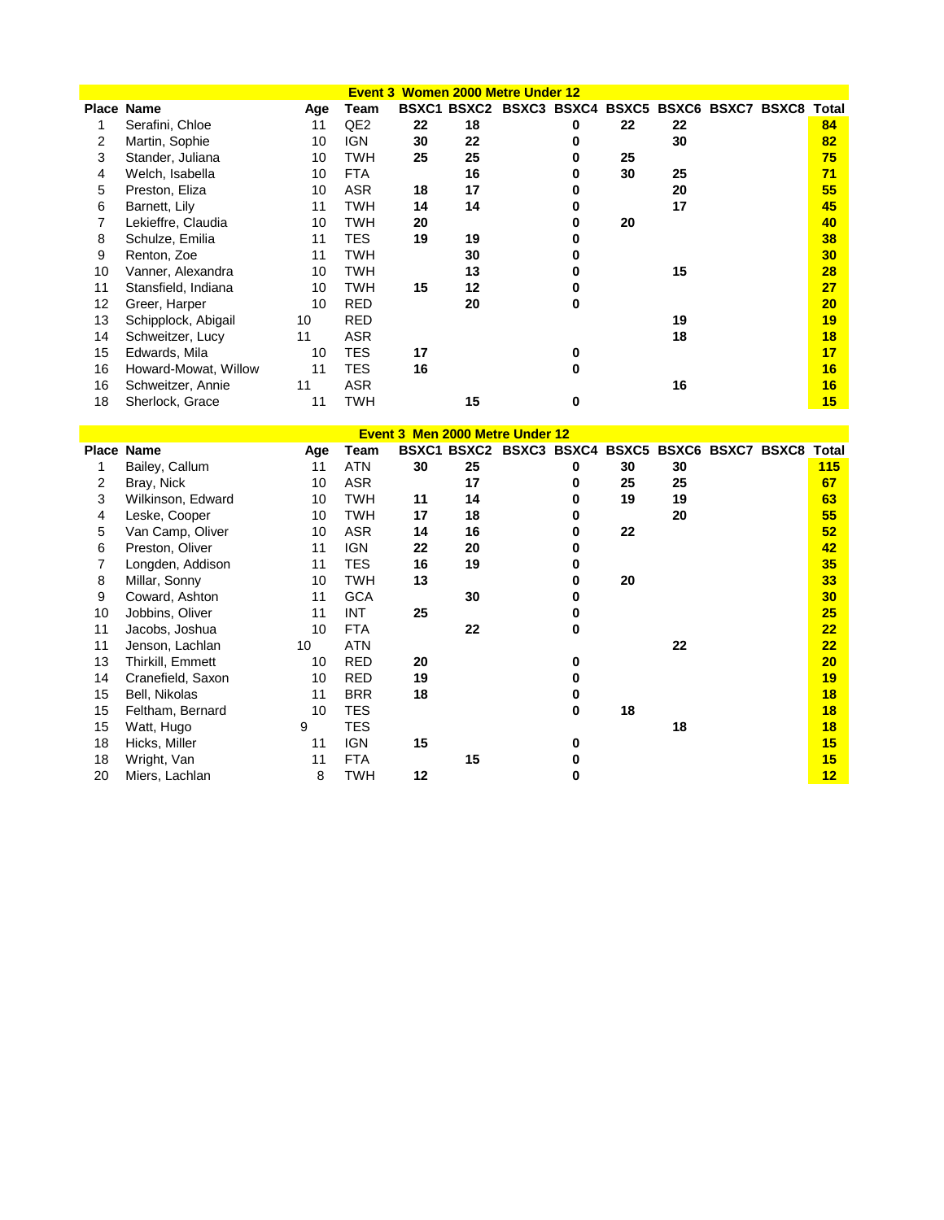## Event 3 Women 2000 Metre Under 12

| Place | Name | Age | Team | BSXC1 | BSXC2 | BSXC3 | BSXC4 | BSXC5 | BSXC6 | BSXC7 | BSXC8 | Total |
|---|---|---|---|---|---|---|---|---|---|---|---|---|
| 1 | Serafini, Chloe | 11 | QE2 | 22 | 18 | | 0 | 22 | 22 | | | 84 |
| 2 | Martin, Sophie | 10 | IGN | 30 | 22 | | 0 | | 30 | | | 82 |
| 3 | Stander, Juliana | 10 | TWH | 25 | 25 | | 0 | 25 | | | | 75 |
| 4 | Welch, Isabella | 10 | FTA | | 16 | | 0 | 30 | 25 | | | 71 |
| 5 | Preston, Eliza | 10 | ASR | 18 | 17 | | 0 | | 20 | | | 55 |
| 6 | Barnett, Lily | 11 | TWH | 14 | 14 | | 0 | | 17 | | | 45 |
| 7 | Lekieffre, Claudia | 10 | TWH | 20 | | | 0 | 20 | | | | 40 |
| 8 | Schulze, Emilia | 11 | TES | 19 | 19 | | 0 | | | | | 38 |
| 9 | Renton, Zoe | 11 | TWH | | 30 | | 0 | | | | | 30 |
| 10 | Vanner, Alexandra | 10 | TWH | | 13 | | 0 | | 15 | | | 28 |
| 11 | Stansfield, Indiana | 10 | TWH | 15 | 12 | | 0 | | | | | 27 |
| 12 | Greer, Harper | 10 | RED | | 20 | | 0 | | | | | 20 |
| 13 | Schipplock, Abigail | 10 | RED | | | | | | 19 | | | 19 |
| 14 | Schweitzer, Lucy | 11 | ASR | | | | | | 18 | | | 18 |
| 15 | Edwards, Mila | 10 | TES | 17 | | | 0 | | | | | 17 |
| 16 | Howard-Mowat, Willow | 11 | TES | 16 | | | 0 | | | | | 16 |
| 16 | Schweitzer, Annie | 11 | ASR | | | | | | 16 | | | 16 |
| 18 | Sherlock, Grace | 11 | TWH | | 15 | | 0 | | | | | 15 |

## Event 3 Men 2000 Metre Under 12

| Place | Name | Age | Team | BSXC1 | BSXC2 | BSXC3 | BSXC4 | BSXC5 | BSXC6 | BSXC7 | BSXC8 | Total |
|---|---|---|---|---|---|---|---|---|---|---|---|---|
| 1 | Bailey, Callum | 11 | ATN | 30 | 25 | | 0 | 30 | 30 | | | 115 |
| 2 | Bray, Nick | 10 | ASR | | 17 | | 0 | 25 | 25 | | | 67 |
| 3 | Wilkinson, Edward | 10 | TWH | 11 | 14 | | 0 | 19 | 19 | | | 63 |
| 4 | Leske, Cooper | 10 | TWH | 17 | 18 | | 0 | | 20 | | | 55 |
| 5 | Van Camp, Oliver | 10 | ASR | 14 | 16 | | 0 | 22 | | | | 52 |
| 6 | Preston, Oliver | 11 | IGN | 22 | 20 | | 0 | | | | | 42 |
| 7 | Longden, Addison | 11 | TES | 16 | 19 | | 0 | | | | | 35 |
| 8 | Millar, Sonny | 10 | TWH | 13 | | | 0 | 20 | | | | 33 |
| 9 | Coward, Ashton | 11 | GCA | | 30 | | 0 | | | | | 30 |
| 10 | Jobbins, Oliver | 11 | INT | 25 | | | 0 | | | | | 25 |
| 11 | Jacobs, Joshua | 10 | FTA | | 22 | | 0 | | | | | 22 |
| 11 | Jenson, Lachlan | 10 | ATN | | | | | | 22 | | | 22 |
| 13 | Thirkill, Emmett | 10 | RED | 20 | | | 0 | | | | | 20 |
| 14 | Cranefield, Saxon | 10 | RED | 19 | | | 0 | | | | | 19 |
| 15 | Bell, Nikolas | 11 | BRR | 18 | | | 0 | | | | | 18 |
| 15 | Feltham, Bernard | 10 | TES | | | | 0 | 18 | | | | 18 |
| 15 | Watt, Hugo | 9 | TES | | | | | | 18 | | | 18 |
| 18 | Hicks, Miller | 11 | IGN | 15 | | | 0 | | | | | 15 |
| 18 | Wright, Van | 11 | FTA | | 15 | | 0 | | | | | 15 |
| 20 | Miers, Lachlan | 8 | TWH | 12 | | | 0 | | | | | 12 |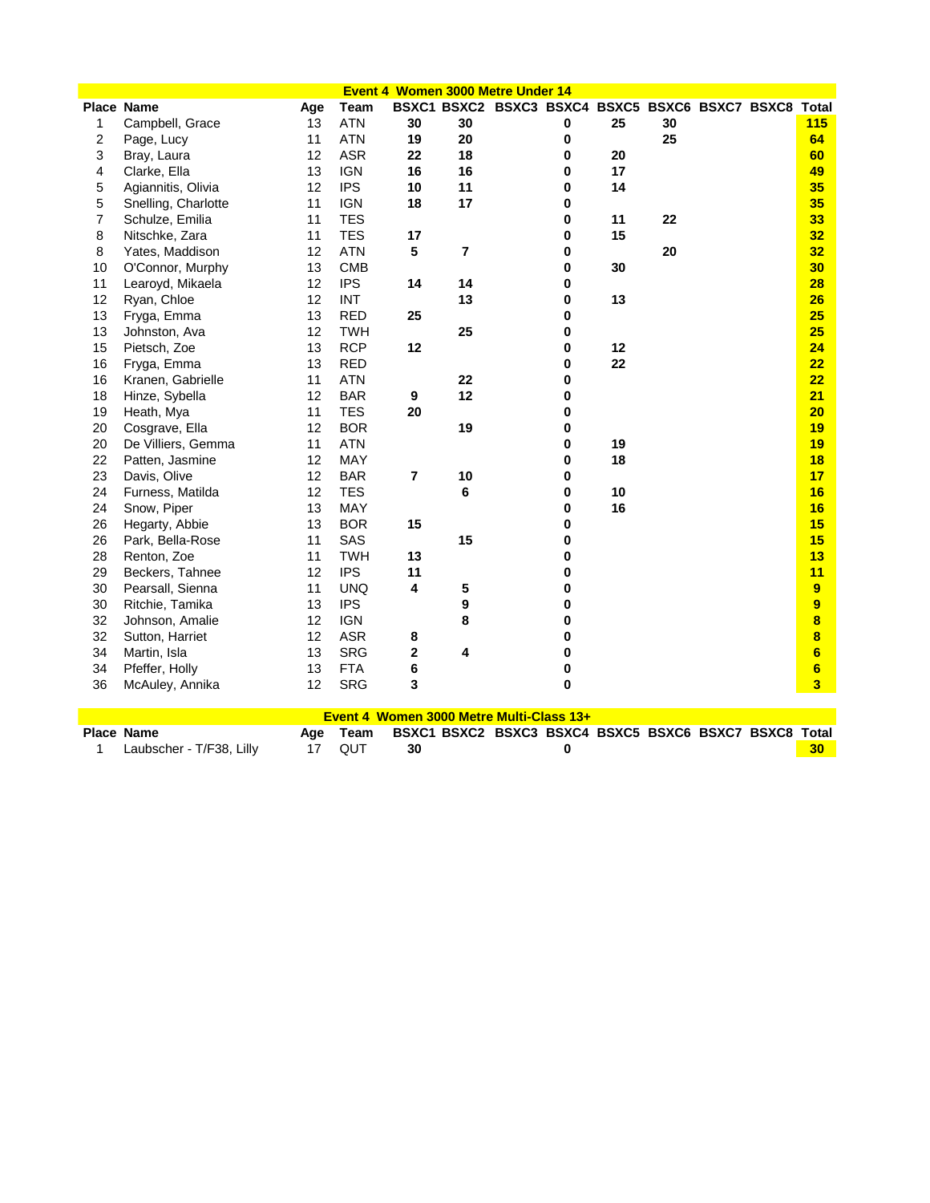## Event 4 Women 3000 Metre Under 14

| Place | Name | Age | Team | BSXC1 | BSXC2 | BSXC3 | BSXC4 | BSXC5 | BSXC6 | BSXC7 | BSXC8 | Total |
|---|---|---|---|---|---|---|---|---|---|---|---|---|
| 1 | Campbell, Grace | 13 | ATN | 30 | 30 | | 0 | 25 | 30 | | | 115 |
| 2 | Page, Lucy | 11 | ATN | 19 | 20 | | 0 | | 25 | | | 64 |
| 3 | Bray, Laura | 12 | ASR | 22 | 18 | | 0 | 20 | | | | 60 |
| 4 | Clarke, Ella | 13 | IGN | 16 | 16 | | 0 | 17 | | | | 49 |
| 5 | Agiannitis, Olivia | 12 | IPS | 10 | 11 | | 0 | 14 | | | | 35 |
| 5 | Snelling, Charlotte | 11 | IGN | 18 | 17 | | 0 | | | | | 35 |
| 7 | Schulze, Emilia | 11 | TES | | | | 0 | 11 | 22 | | | 33 |
| 8 | Nitschke, Zara | 11 | TES | 17 | | | 0 | 15 | | | | 32 |
| 8 | Yates, Maddison | 12 | ATN | 5 | 7 | | 0 | | 20 | | | 32 |
| 10 | O'Connor, Murphy | 13 | CMB | | | | 0 | 30 | | | | 30 |
| 11 | Learoyd, Mikaela | 12 | IPS | 14 | 14 | | 0 | | | | | 28 |
| 12 | Ryan, Chloe | 12 | INT | | 13 | | 0 | 13 | | | | 26 |
| 13 | Fryga, Emma | 13 | RED | 25 | | | 0 | | | | | 25 |
| 13 | Johnston, Ava | 12 | TWH | | 25 | | 0 | | | | | 25 |
| 15 | Pietsch, Zoe | 13 | RCP | 12 | | | 0 | 12 | | | | 24 |
| 16 | Fryga, Emma | 13 | RED | | | | 0 | 22 | | | | 22 |
| 16 | Kranen, Gabrielle | 11 | ATN | | 22 | | 0 | | | | | 22 |
| 18 | Hinze, Sybella | 12 | BAR | 9 | 12 | | 0 | | | | | 21 |
| 19 | Heath, Mya | 11 | TES | 20 | | | 0 | | | | | 20 |
| 20 | Cosgrave, Ella | 12 | BOR | | 19 | | 0 | | | | | 19 |
| 20 | De Villiers, Gemma | 11 | ATN | | | | 0 | 19 | | | | 19 |
| 22 | Patten, Jasmine | 12 | MAY | | | | 0 | 18 | | | | 18 |
| 23 | Davis, Olive | 12 | BAR | 7 | 10 | | 0 | | | | | 17 |
| 24 | Furness, Matilda | 12 | TES | | 6 | | 0 | 10 | | | | 16 |
| 24 | Snow, Piper | 13 | MAY | | | | 0 | 16 | | | | 16 |
| 26 | Hegarty, Abbie | 13 | BOR | 15 | | | 0 | | | | | 15 |
| 26 | Park, Bella-Rose | 11 | SAS | | 15 | | 0 | | | | | 15 |
| 28 | Renton, Zoe | 11 | TWH | 13 | | | 0 | | | | | 13 |
| 29 | Beckers, Tahnee | 12 | IPS | 11 | | | 0 | | | | | 11 |
| 30 | Pearsall, Sienna | 11 | UNQ | 4 | 5 | | 0 | | | | | 9 |
| 30 | Ritchie, Tamika | 13 | IPS | | 9 | | 0 | | | | | 9 |
| 32 | Johnson, Amalie | 12 | IGN | | 8 | | 0 | | | | | 8 |
| 32 | Sutton, Harriet | 12 | ASR | 8 | | | 0 | | | | | 8 |
| 34 | Martin, Isla | 13 | SRG | 2 | 4 | | 0 | | | | | 6 |
| 34 | Pfeffer, Holly | 13 | FTA | 6 | | | 0 | | | | | 6 |
| 36 | McAuley, Annika | 12 | SRG | 3 | | | 0 | | | | | 3 |

## Event 4 Women 3000 Metre Multi-Class 13+

| Place | Name | Age | Team | BSXC1 | BSXC2 | BSXC3 | BSXC4 | BSXC5 | BSXC6 | BSXC7 | BSXC8 | Total |
|---|---|---|---|---|---|---|---|---|---|---|---|---|
| 1 | Laubscher - T/F38, Lilly | 17 | QUT | 30 | | | 0 | | | | | 30 |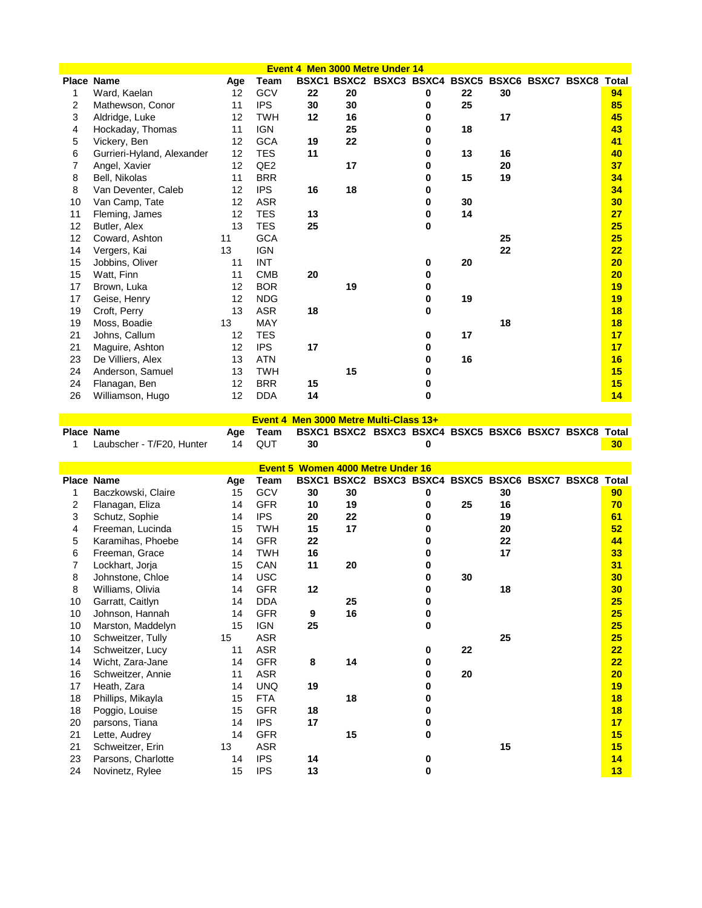## Event 4 Men 3000 Metre Under 14

| Place | Name | Age | Team | BSXC1 | BSXC2 | BSXC3 | BSXC4 | BSXC5 | BSXC6 | BSXC7 | BSXC8 | Total |
|---|---|---|---|---|---|---|---|---|---|---|---|---|
| 1 | Ward, Kaelan | 12 | GCV | 22 | 20 | | 0 | 22 | 30 | | | 94 |
| 2 | Mathewson, Conor | 11 | IPS | 30 | 30 | | 0 | 25 | | | | 85 |
| 3 | Aldridge, Luke | 12 | TWH | 12 | 16 | | 0 | | 17 | | | 45 |
| 4 | Hockaday, Thomas | 11 | IGN | | 25 | | 0 | 18 | | | | 43 |
| 5 | Vickery, Ben | 12 | GCA | 19 | 22 | | 0 | | | | | 41 |
| 6 | Gurrieri-Hyland, Alexander | 12 | TES | 11 | | | 0 | 13 | 16 | | | 40 |
| 7 | Angel, Xavier | 12 | QE2 | | 17 | | 0 | | 20 | | | 37 |
| 8 | Bell, Nikolas | 11 | BRR | | | | 0 | 15 | 19 | | | 34 |
| 8 | Van Deventer, Caleb | 12 | IPS | 16 | 18 | | 0 | | | | | 34 |
| 10 | Van Camp, Tate | 12 | ASR | | | | 0 | 30 | | | | 30 |
| 11 | Fleming, James | 12 | TES | 13 | | | 0 | 14 | | | | 27 |
| 12 | Butler, Alex | 13 | TES | 25 | | | 0 | | | | | 25 |
| 12 | Coward, Ashton | 11 | GCA | | | | | | 25 | | | 25 |
| 14 | Vergers, Kai | 13 | IGN | | | | | | 22 | | | 22 |
| 15 | Jobbins, Oliver | 11 | INT | | | | 0 | 20 | | | | 20 |
| 15 | Watt, Finn | 11 | CMB | 20 | | | 0 | | | | | 20 |
| 17 | Brown, Luka | 12 | BOR | | 19 | | 0 | | | | | 19 |
| 17 | Geise, Henry | 12 | NDG | | | | 0 | 19 | | | | 19 |
| 19 | Croft, Perry | 13 | ASR | 18 | | | 0 | | | | | 18 |
| 19 | Moss, Boadie | 13 | MAY | | | | | | 18 | | | 18 |
| 21 | Johns, Callum | 12 | TES | | | | 0 | 17 | | | | 17 |
| 21 | Maguire, Ashton | 12 | IPS | 17 | | | 0 | | | | | 17 |
| 23 | De Villiers, Alex | 13 | ATN | | | | 0 | 16 | | | | 16 |
| 24 | Anderson, Samuel | 13 | TWH | | 15 | | 0 | | | | | 15 |
| 24 | Flanagan, Ben | 12 | BRR | 15 | | | 0 | | | | | 15 |
| 26 | Williamson, Hugo | 12 | DDA | 14 | | | 0 | | | | | 14 |

## Event 4 Men 3000 Metre Multi-Class 13+

| Place | Name | Age | Team | BSXC1 | BSXC2 | BSXC3 | BSXC4 | BSXC5 | BSXC6 | BSXC7 | BSXC8 | Total |
|---|---|---|---|---|---|---|---|---|---|---|---|---|
| 1 | Laubscher - T/F20, Hunter | 14 | QUT | 30 | | | 0 | | | | | 30 |

## Event 5 Women 4000 Metre Under 16

| Place | Name | Age | Team | BSXC1 | BSXC2 | BSXC3 | BSXC4 | BSXC5 | BSXC6 | BSXC7 | BSXC8 | Total |
|---|---|---|---|---|---|---|---|---|---|---|---|---|
| 1 | Baczkowski, Claire | 15 | GCV | 30 | 30 | | 0 | | 30 | | | 90 |
| 2 | Flanagan, Eliza | 14 | GFR | 10 | 19 | | 0 | 25 | 16 | | | 70 |
| 3 | Schutz, Sophie | 14 | IPS | 20 | 22 | | 0 | | 19 | | | 61 |
| 4 | Freeman, Lucinda | 15 | TWH | 15 | 17 | | 0 | | 20 | | | 52 |
| 5 | Karamihas, Phoebe | 14 | GFR | 22 | | | 0 | | 22 | | | 44 |
| 6 | Freeman, Grace | 14 | TWH | 16 | | | 0 | | 17 | | | 33 |
| 7 | Lockhart, Jorja | 15 | CAN | 11 | 20 | | 0 | | | | | 31 |
| 8 | Johnstone, Chloe | 14 | USC | | | | 0 | 30 | | | | 30 |
| 8 | Williams, Olivia | 14 | GFR | 12 | | | 0 | | 18 | | | 30 |
| 10 | Garratt, Caitlyn | 14 | DDA | | 25 | | 0 | | | | | 25 |
| 10 | Johnson, Hannah | 14 | GFR | 9 | 16 | | 0 | | | | | 25 |
| 10 | Marston, Maddelyn | 15 | IGN | 25 | | | 0 | | | | | 25 |
| 10 | Schweitzer, Tully | 15 | ASR | | | | | | 25 | | | 25 |
| 14 | Schweitzer, Lucy | 11 | ASR | | | | 0 | 22 | | | | 22 |
| 14 | Wicht, Zara-Jane | 14 | GFR | 8 | 14 | | 0 | | | | | 22 |
| 16 | Schweitzer, Annie | 11 | ASR | | | | 0 | 20 | | | | 20 |
| 17 | Heath, Zara | 14 | UNQ | 19 | | | 0 | | | | | 19 |
| 18 | Phillips, Mikayla | 15 | FTA | | 18 | | 0 | | | | | 18 |
| 18 | Poggio, Louise | 15 | GFR | 18 | | | 0 | | | | | 18 |
| 20 | parsons, Tiana | 14 | IPS | 17 | | | 0 | | | | | 17 |
| 21 | Lette, Audrey | 14 | GFR | | 15 | | 0 | | | | | 15 |
| 21 | Schweitzer, Erin | 13 | ASR | | | | | | 15 | | | 15 |
| 23 | Parsons, Charlotte | 14 | IPS | 14 | | | 0 | | | | | 14 |
| 24 | Novinetz, Rylee | 15 | IPS | 13 | | | 0 | | | | | 13 |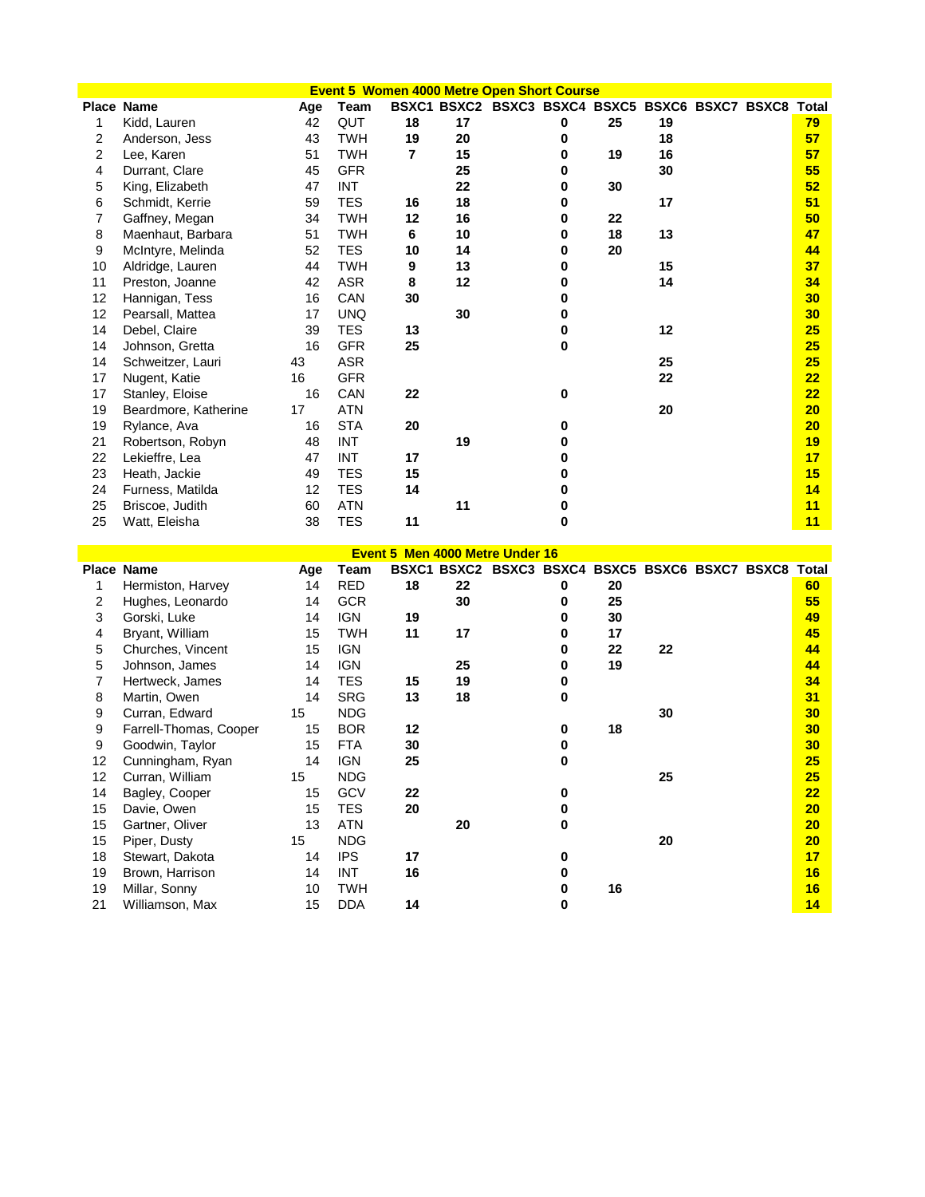## Event 5 Women 4000 Metre Open Short Course

| Place | Name | Age | Team | BSXC1 | BSXC2 | BSXC3 | BSXC4 | BSXC5 | BSXC6 | BSXC7 | BSXC8 | Total |
|---|---|---|---|---|---|---|---|---|---|---|---|---|
| 1 | Kidd, Lauren | 42 | QUT | 18 | 17 | | 0 | 25 | 19 | | | 79 |
| 2 | Anderson, Jess | 43 | TWH | 19 | 20 | | 0 | | 18 | | | 57 |
| 2 | Lee, Karen | 51 | TWH | 7 | 15 | | 0 | 19 | 16 | | | 57 |
| 4 | Durrant, Clare | 45 | GFR | | 25 | | 0 | | 30 | | | 55 |
| 5 | King, Elizabeth | 47 | INT | | 22 | | 0 | 30 | | | | 52 |
| 6 | Schmidt, Kerrie | 59 | TES | 16 | 18 | | 0 | | 17 | | | 51 |
| 7 | Gaffney, Megan | 34 | TWH | 12 | 16 | | 0 | 22 | | | | 50 |
| 8 | Maenhaut, Barbara | 51 | TWH | 6 | 10 | | 0 | 18 | 13 | | | 47 |
| 9 | McIntyre, Melinda | 52 | TES | 10 | 14 | | 0 | 20 | | | | 44 |
| 10 | Aldridge, Lauren | 44 | TWH | 9 | 13 | | 0 | | 15 | | | 37 |
| 11 | Preston, Joanne | 42 | ASR | 8 | 12 | | 0 | | 14 | | | 34 |
| 12 | Hannigan, Tess | 16 | CAN | 30 | | | 0 | | | | | 30 |
| 12 | Pearsall, Mattea | 17 | UNQ | | 30 | | 0 | | | | | 30 |
| 14 | Debel, Claire | 39 | TES | 13 | | | 0 | | 12 | | | 25 |
| 14 | Johnson, Gretta | 16 | GFR | 25 | | | 0 | | | | | 25 |
| 14 | Schweitzer, Lauri | 43 | ASR | | | | | | 25 | | | 25 |
| 17 | Nugent, Katie | 16 | GFR | | | | | | 22 | | | 22 |
| 17 | Stanley, Eloise | 16 | CAN | 22 | | | 0 | | | | | 22 |
| 19 | Beardmore, Katherine | 17 | ATN | | | | | | 20 | | | 20 |
| 19 | Rylance, Ava | 16 | STA | 20 | | | 0 | | | | | 20 |
| 21 | Robertson, Robyn | 48 | INT | | 19 | | 0 | | | | | 19 |
| 22 | Lekieffre, Lea | 47 | INT | 17 | | | 0 | | | | | 17 |
| 23 | Heath, Jackie | 49 | TES | 15 | | | 0 | | | | | 15 |
| 24 | Furness, Matilda | 12 | TES | 14 | | | 0 | | | | | 14 |
| 25 | Briscoe, Judith | 60 | ATN | | 11 | | 0 | | | | | 11 |
| 25 | Watt, Eleisha | 38 | TES | 11 | | | 0 | | | | | 11 |

## Event 5 Men 4000 Metre Under 16

| Place | Name | Age | Team | BSXC1 | BSXC2 | BSXC3 | BSXC4 | BSXC5 | BSXC6 | BSXC7 | BSXC8 | Total |
|---|---|---|---|---|---|---|---|---|---|---|---|---|
| 1 | Hermiston, Harvey | 14 | RED | 18 | 22 | | 0 | 20 | | | | 60 |
| 2 | Hughes, Leonardo | 14 | GCR | | 30 | | 0 | 25 | | | | 55 |
| 3 | Gorski, Luke | 14 | IGN | 19 | | | 0 | 30 | | | | 49 |
| 4 | Bryant, William | 15 | TWH | 11 | 17 | | 0 | 17 | | | | 45 |
| 5 | Churches, Vincent | 15 | IGN | | | | 0 | 22 | 22 | | | 44 |
| 5 | Johnson, James | 14 | IGN | | 25 | | 0 | 19 | | | | 44 |
| 7 | Hertweck, James | 14 | TES | 15 | 19 | | 0 | | | | | 34 |
| 8 | Martin, Owen | 14 | SRG | 13 | 18 | | 0 | | | | | 31 |
| 9 | Curran, Edward | 15 | NDG | | | | | | 30 | | | 30 |
| 9 | Farrell-Thomas, Cooper | 15 | BOR | 12 | | | 0 | 18 | | | | 30 |
| 9 | Goodwin, Taylor | 15 | FTA | 30 | | | 0 | | | | | 30 |
| 12 | Cunningham, Ryan | 14 | IGN | 25 | | | 0 | | | | | 25 |
| 12 | Curran, William | 15 | NDG | | | | | | 25 | | | 25 |
| 14 | Bagley, Cooper | 15 | GCV | 22 | | | 0 | | | | | 22 |
| 15 | Davie, Owen | 15 | TES | 20 | | | 0 | | | | | 20 |
| 15 | Gartner, Oliver | 13 | ATN | | 20 | | 0 | | | | | 20 |
| 15 | Piper, Dusty | 15 | NDG | | | | | | 20 | | | 20 |
| 18 | Stewart, Dakota | 14 | IPS | 17 | | | 0 | | | | | 17 |
| 19 | Brown, Harrison | 14 | INT | 16 | | | 0 | | | | | 16 |
| 19 | Millar, Sonny | 10 | TWH | | | | 0 | 16 | | | | 16 |
| 21 | Williamson, Max | 15 | DDA | 14 | | | 0 | | | | | 14 |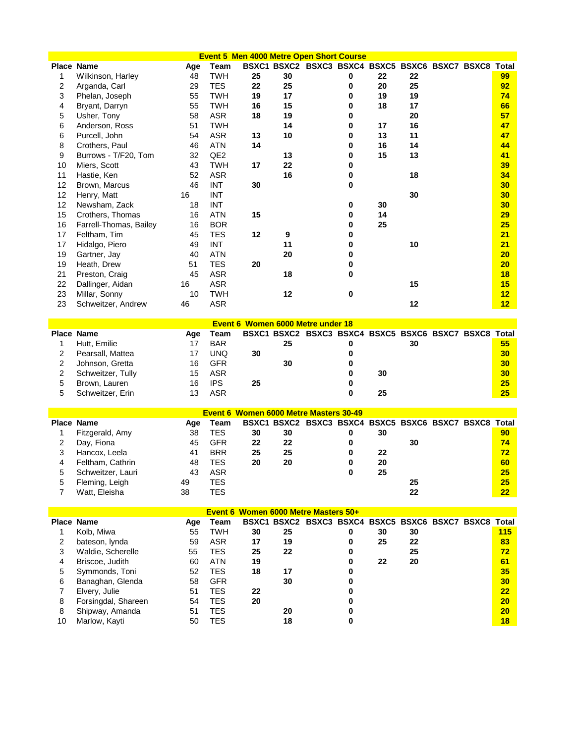## Event 5 Men 4000 Metre Open Short Course

| Place | Name | Age | Team | BSXC1 | BSXC2 | BSXC3 | BSXC4 | BSXC5 | BSXC6 | BSXC7 | BSXC8 | Total |
|---|---|---|---|---|---|---|---|---|---|---|---|---|
| 1 | Wilkinson, Harley | 48 | TWH | 25 | 30 | | 0 | 22 | 22 | | | 99 |
| 2 | Arganda, Carl | 29 | TES | 22 | 25 | | 0 | 20 | 25 | | | 92 |
| 3 | Phelan, Joseph | 55 | TWH | 19 | 17 | | 0 | 19 | 19 | | | 74 |
| 4 | Bryant, Darryn | 55 | TWH | 16 | 15 | | 0 | 18 | 17 | | | 66 |
| 5 | Usher, Tony | 58 | ASR | 18 | 19 | | 0 | | 20 | | | 57 |
| 6 | Anderson, Ross | 51 | TWH | | 14 | | 0 | 17 | 16 | | | 47 |
| 6 | Purcell, John | 54 | ASR | 13 | 10 | | 0 | 13 | 11 | | | 47 |
| 8 | Crothers, Paul | 46 | ATN | 14 | | | 0 | 16 | 14 | | | 44 |
| 9 | Burrows - T/F20, Tom | 32 | QE2 | | 13 | | 0 | 15 | 13 | | | 41 |
| 10 | Miers, Scott | 43 | TWH | 17 | 22 | | 0 | | | | | 39 |
| 11 | Hastie, Ken | 52 | ASR | | 16 | | 0 | | 18 | | | 34 |
| 12 | Brown, Marcus | 46 | INT | 30 | | | 0 | | | | | 30 |
| 12 | Henry, Matt | 16 | INT | | | | | | 30 | | | 30 |
| 12 | Newsham, Zack | 18 | INT | | | | 0 | 30 | | | | 30 |
| 15 | Crothers, Thomas | 16 | ATN | 15 | | | 0 | 14 | | | | 29 |
| 16 | Farrell-Thomas, Bailey | 16 | BOR | | | | 0 | 25 | | | | 25 |
| 17 | Feltham, Tim | 45 | TES | 12 | 9 | | 0 | | | | | 21 |
| 17 | Hidalgo, Piero | 49 | INT | | 11 | | 0 | | 10 | | | 21 |
| 19 | Gartner, Jay | 40 | ATN | | 20 | | 0 | | | | | 20 |
| 19 | Heath, Drew | 51 | TES | 20 | | | 0 | | | | | 20 |
| 21 | Preston, Craig | 45 | ASR | | 18 | | 0 | | | | | 18 |
| 22 | Dallinger, Aidan | 16 | ASR | | | | | | 15 | | | 15 |
| 23 | Millar, Sonny | 10 | TWH | | 12 | | 0 | | | | | 12 |
| 23 | Schweitzer, Andrew | 46 | ASR | | | | | | 12 | | | 12 |

## Event 6 Women 6000 Metre under 18

| Place | Name | Age | Team | BSXC1 | BSXC2 | BSXC3 | BSXC4 | BSXC5 | BSXC6 | BSXC7 | BSXC8 | Total |
|---|---|---|---|---|---|---|---|---|---|---|---|---|
| 1 | Hutt, Emilie | 17 | BAR | | 25 | | 0 | | 30 | | | 55 |
| 2 | Pearsall, Mattea | 17 | UNQ | 30 | | | 0 | | | | | 30 |
| 2 | Johnson, Gretta | 16 | GFR | | 30 | | 0 | | | | | 30 |
| 2 | Schweitzer, Tully | 15 | ASR | | | | 0 | 30 | | | | 30 |
| 5 | Brown, Lauren | 16 | IPS | 25 | | | 0 | | | | | 25 |
| 5 | Schweitzer, Erin | 13 | ASR | | | | 0 | 25 | | | | 25 |

## Event 6 Women 6000 Metre Masters 30-49

| Place | Name | Age | Team | BSXC1 | BSXC2 | BSXC3 | BSXC4 | BSXC5 | BSXC6 | BSXC7 | BSXC8 | Total |
|---|---|---|---|---|---|---|---|---|---|---|---|---|
| 1 | Fitzgerald, Amy | 38 | TES | 30 | 30 | | 0 | 30 | | | | 90 |
| 2 | Day, Fiona | 45 | GFR | 22 | 22 | | 0 | | 30 | | | 74 |
| 3 | Hancox, Leela | 41 | BRR | 25 | 25 | | 0 | 22 | | | | 72 |
| 4 | Feltham, Cathrin | 48 | TES | 20 | 20 | | 0 | 20 | | | | 60 |
| 5 | Schweitzer, Lauri | 43 | ASR | | | | 0 | 25 | | | | 25 |
| 5 | Fleming, Leigh | 49 | TES | | | | | | 25 | | | 25 |
| 7 | Watt, Eleisha | 38 | TES | | | | | | 22 | | | 22 |

## Event 6 Women 6000 Metre Masters 50+

| Place | Name | Age | Team | BSXC1 | BSXC2 | BSXC3 | BSXC4 | BSXC5 | BSXC6 | BSXC7 | BSXC8 | Total |
|---|---|---|---|---|---|---|---|---|---|---|---|---|
| 1 | Kolb, Miwa | 55 | TWH | 30 | 25 | | 0 | 30 | 30 | | | 115 |
| 2 | bateson, lynda | 59 | ASR | 17 | 19 | | 0 | 25 | 22 | | | 83 |
| 3 | Waldie, Scherelle | 55 | TES | 25 | 22 | | 0 | | 25 | | | 72 |
| 4 | Briscoe, Judith | 60 | ATN | 19 | | | 0 | 22 | 20 | | | 61 |
| 5 | Symmonds, Toni | 52 | TES | 18 | 17 | | 0 | | | | | 35 |
| 6 | Banaghan, Glenda | 58 | GFR | | 30 | | 0 | | | | | 30 |
| 7 | Elvery, Julie | 51 | TES | 22 | | | 0 | | | | | 22 |
| 8 | Forsingdal, Shareen | 54 | TES | 20 | | | 0 | | | | | 20 |
| 8 | Shipway, Amanda | 51 | TES | | 20 | | 0 | | | | | 20 |
| 10 | Marlow, Kayti | 50 | TES | | 18 | | 0 | | | | | 18 |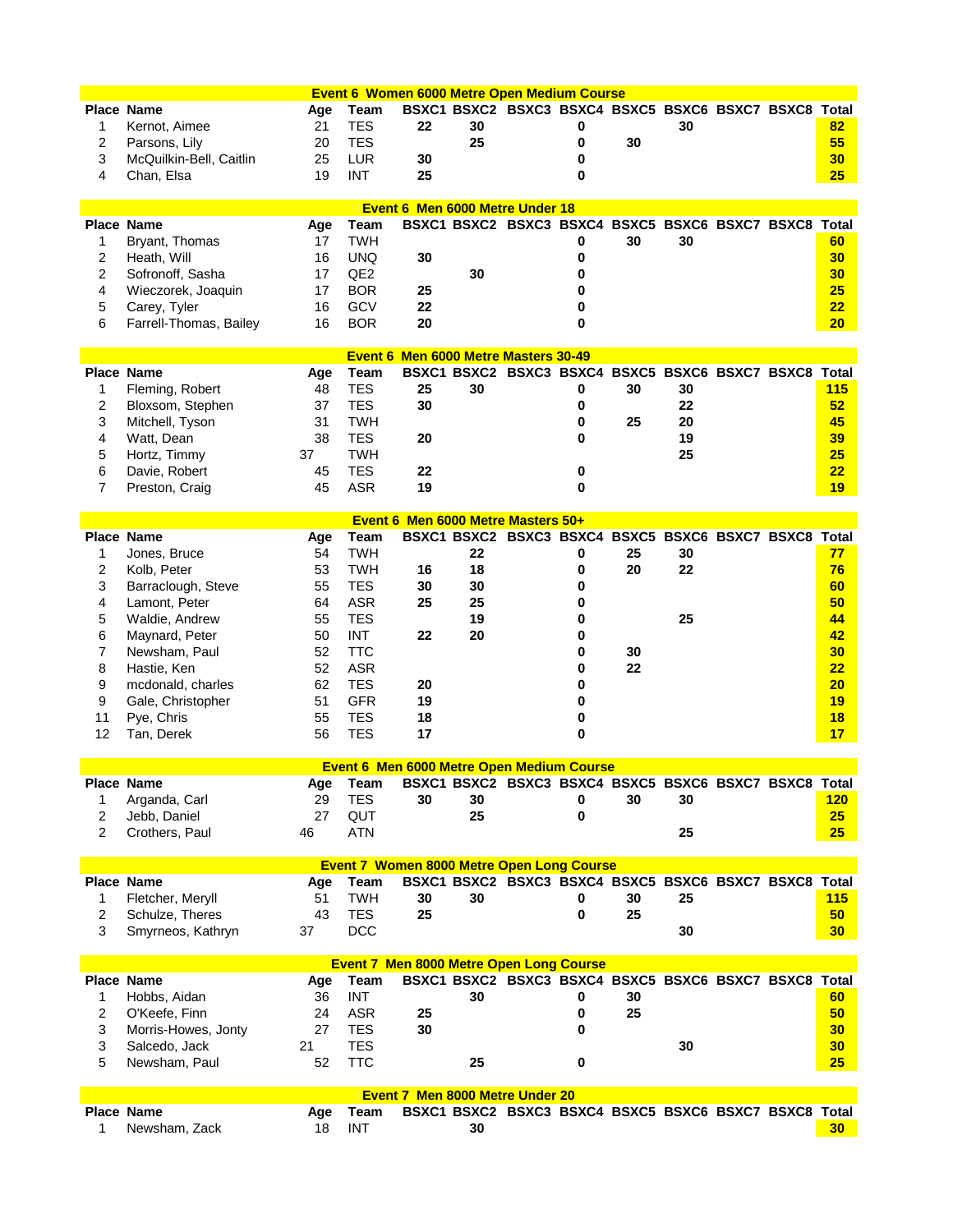## Event 6 Women 6000 Metre Open Medium Course

| Place | Name | Age | Team | BSXC1 | BSXC2 | BSXC3 | BSXC4 | BSXC5 | BSXC6 | BSXC7 | BSXC8 | Total |
|---|---|---|---|---|---|---|---|---|---|---|---|---|
| 1 | Kernot, Aimee | 21 | TES | 22 | 30 | | 0 | | 30 | | | 82 |
| 2 | Parsons, Lily | 20 | TES | | 25 | | 0 | 30 | | | | 55 |
| 3 | McQuilkin-Bell, Caitlin | 25 | LUR | 30 | | | 0 | | | | | 30 |
| 4 | Chan, Elsa | 19 | INT | 25 | | | 0 | | | | | 25 |

## Event 6 Men 6000 Metre Under 18

| Place | Name | Age | Team | BSXC1 | BSXC2 | BSXC3 | BSXC4 | BSXC5 | BSXC6 | BSXC7 | BSXC8 | Total |
|---|---|---|---|---|---|---|---|---|---|---|---|---|
| 1 | Bryant, Thomas | 17 | TWH | | | | 0 | 30 | 30 | | | 60 |
| 2 | Heath, Will | 16 | UNQ | 30 | | | 0 | | | | | 30 |
| 2 | Sofronoff, Sasha | 17 | QE2 | | 30 | | 0 | | | | | 30 |
| 4 | Wieczorek, Joaquin | 17 | BOR | 25 | | | 0 | | | | | 25 |
| 5 | Carey, Tyler | 16 | GCV | 22 | | | 0 | | | | | 22 |
| 6 | Farrell-Thomas, Bailey | 16 | BOR | 20 | | | 0 | | | | | 20 |

## Event 6 Men 6000 Metre Masters 30-49

| Place | Name | Age | Team | BSXC1 | BSXC2 | BSXC3 | BSXC4 | BSXC5 | BSXC6 | BSXC7 | BSXC8 | Total |
|---|---|---|---|---|---|---|---|---|---|---|---|---|
| 1 | Fleming, Robert | 48 | TES | 25 | 30 | | 0 | 30 | 30 | | | 115 |
| 2 | Bloxsom, Stephen | 37 | TES | 30 | | | 0 | | 22 | | | 52 |
| 3 | Mitchell, Tyson | 31 | TWH | | | | 0 | 25 | 20 | | | 45 |
| 4 | Watt, Dean | 38 | TES | 20 | | | 0 | | 19 | | | 39 |
| 5 | Hortz, Timmy | 37 | TWH | | | | | | 25 | | | 25 |
| 6 | Davie, Robert | 45 | TES | 22 | | | 0 | | | | | 22 |
| 7 | Preston, Craig | 45 | ASR | 19 | | | 0 | | | | | 19 |

## Event 6 Men 6000 Metre Masters 50+

| Place | Name | Age | Team | BSXC1 | BSXC2 | BSXC3 | BSXC4 | BSXC5 | BSXC6 | BSXC7 | BSXC8 | Total |
|---|---|---|---|---|---|---|---|---|---|---|---|---|
| 1 | Jones, Bruce | 54 | TWH | | 22 | | 0 | 25 | 30 | | | 77 |
| 2 | Kolb, Peter | 53 | TWH | 16 | 18 | | 0 | 20 | 22 | | | 76 |
| 3 | Barraclough, Steve | 55 | TES | 30 | 30 | | 0 | | | | | 60 |
| 4 | Lamont, Peter | 64 | ASR | 25 | 25 | | 0 | | | | | 50 |
| 5 | Waldie, Andrew | 55 | TES | | 19 | | 0 | | 25 | | | 44 |
| 6 | Maynard, Peter | 50 | INT | 22 | 20 | | 0 | | | | | 42 |
| 7 | Newsham, Paul | 52 | TTC | | | | 0 | 30 | | | | 30 |
| 8 | Hastie, Ken | 52 | ASR | | | | 0 | 22 | | | | 22 |
| 9 | mcdonald, charles | 62 | TES | 20 | | | 0 | | | | | 20 |
| 9 | Gale, Christopher | 51 | GFR | 19 | | | 0 | | | | | 19 |
| 11 | Pye, Chris | 55 | TES | 18 | | | 0 | | | | | 18 |
| 12 | Tan, Derek | 56 | TES | 17 | | | 0 | | | | | 17 |

## Event 6 Men 6000 Metre Open Medium Course

| Place | Name | Age | Team | BSXC1 | BSXC2 | BSXC3 | BSXC4 | BSXC5 | BSXC6 | BSXC7 | BSXC8 | Total |
|---|---|---|---|---|---|---|---|---|---|---|---|---|
| 1 | Arganda, Carl | 29 | TES | 30 | 30 | | 0 | 30 | 30 | | | 120 |
| 2 | Jebb, Daniel | 27 | QUT | | 25 | | 0 | | | | | 25 |
| 2 | Crothers, Paul | 46 | ATN | | | | | | 25 | | | 25 |

## Event 7 Women 8000 Metre Open Long Course

| Place | Name | Age | Team | BSXC1 | BSXC2 | BSXC3 | BSXC4 | BSXC5 | BSXC6 | BSXC7 | BSXC8 | Total |
|---|---|---|---|---|---|---|---|---|---|---|---|---|
| 1 | Fletcher, Meryll | 51 | TWH | 30 | 30 | | 0 | 30 | 25 | | | 115 |
| 2 | Schulze, Theres | 43 | TES | 25 | | | 0 | 25 | | | | 50 |
| 3 | Smyrneos, Kathryn | 37 | DCC | | | | | | 30 | | | 30 |

## Event 7 Men 8000 Metre Open Long Course

| Place | Name | Age | Team | BSXC1 | BSXC2 | BSXC3 | BSXC4 | BSXC5 | BSXC6 | BSXC7 | BSXC8 | Total |
|---|---|---|---|---|---|---|---|---|---|---|---|---|
| 1 | Hobbs, Aidan | 36 | INT | | 30 | | 0 | 30 | | | | 60 |
| 2 | O'Keefe, Finn | 24 | ASR | 25 | | | 0 | 25 | | | | 50 |
| 3 | Morris-Howes, Jonty | 27 | TES | 30 | | | 0 | | | | | 30 |
| 3 | Salcedo, Jack | 21 | TES | | | | | | 30 | | | 30 |
| 5 | Newsham, Paul | 52 | TTC | | 25 | | 0 | | | | | 25 |

## Event 7 Men 8000 Metre Under 20

| Place | Name | Age | Team | BSXC1 | BSXC2 | BSXC3 | BSXC4 | BSXC5 | BSXC6 | BSXC7 | BSXC8 | Total |
|---|---|---|---|---|---|---|---|---|---|---|---|---|
| 1 | Newsham, Zack | 18 | INT | | 30 | | | | | | | 30 |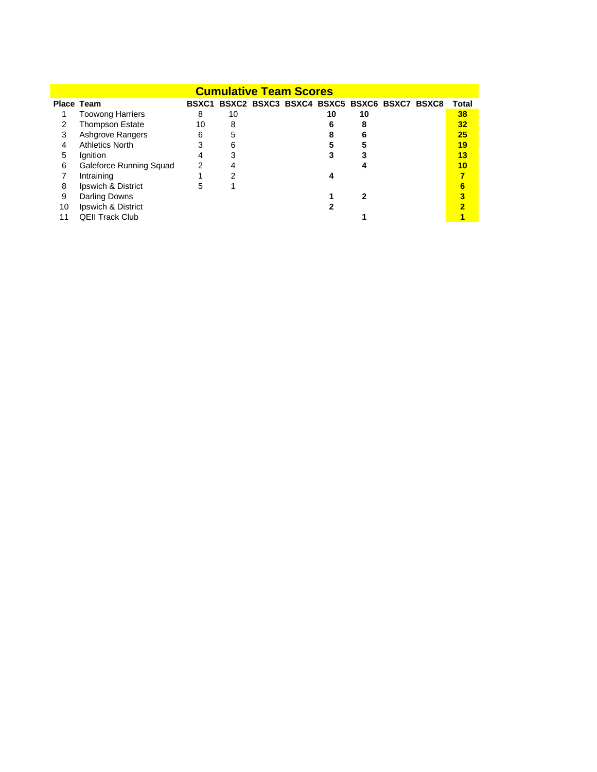## Cumulative Team Scores

| Place | Team | BSXC1 | BSXC2 | BSXC3 | BSXC4 | BSXC5 | BSXC6 | BSXC7 | BSXC8 | Total |
|---|---|---|---|---|---|---|---|---|---|---|
| 1 | Toowong Harriers | 8 | 10 | | | **10** | **10** | | | **38** |
| 2 | Thompson Estate | 10 | 8 | | | **6** | **8** | | | **32** |
| 3 | Ashgrove Rangers | 6 | 5 | | | **8** | **6** | | | **25** |
| 4 | Athletics North | 3 | 6 | | | **5** | **5** | | | **19** |
| 5 | Ignition | 4 | 3 | | | **3** | **3** | | | **13** |
| 6 | Galeforce Running Squad | 2 | 4 | | | | **4** | | | **10** |
| 7 | Intraining | 1 | 2 | | | **4** | | | | **7** |
| 8 | Ipswich & District | 5 | 1 | | | | | | | **6** |
| 9 | Darling Downs | | | | | **1** | **2** | | | **3** |
| 10 | Ipswich & District | | | | | **2** | | | | **2** |
| 11 | QEII Track Club | | | | | | **1** | | | **1** |